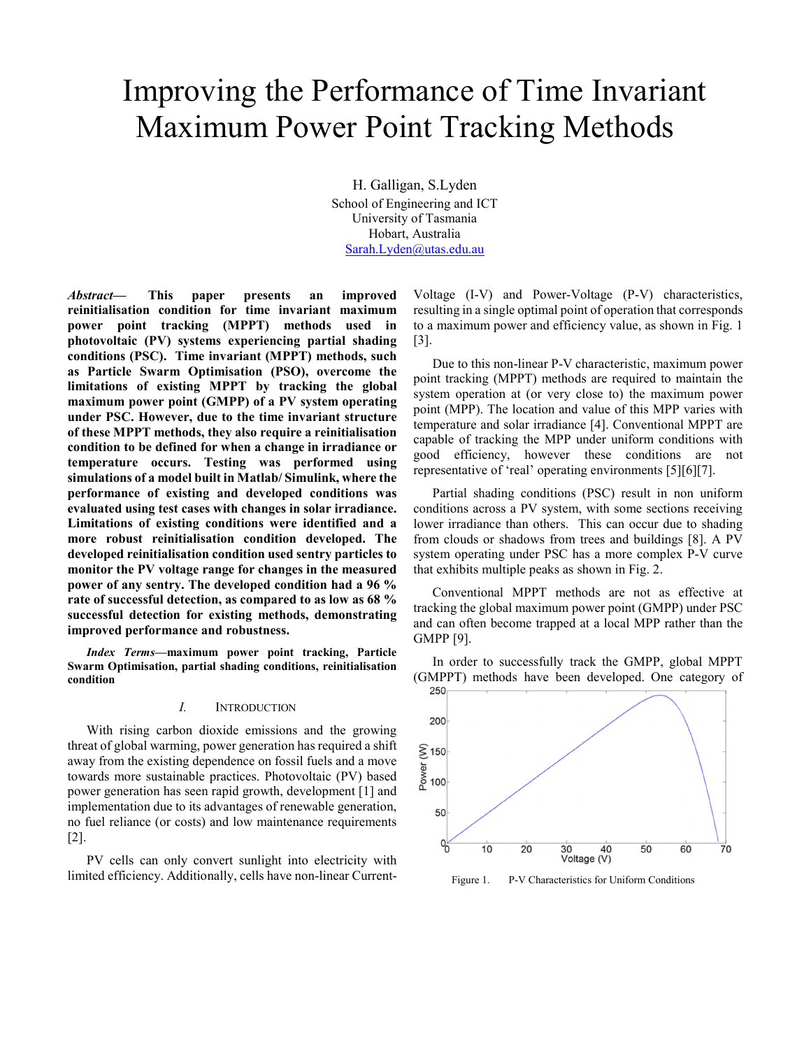# Improving the Performance of Time Invariant Maximum Power Point Tracking Methods

H. Galligan, S.Lyden

School of Engineering and ICT
University of Tasmania
Hobart, Australia
Sarah.Lyden@utas.edu.au

***Abstract*— This paper presents an improved reinitialisation condition for time invariant maximum power point tracking (MPPT) methods used in photovoltaic (PV) systems experiencing partial shading conditions (PSC). Time invariant (MPPT) methods, such as Particle Swarm Optimisation (PSO), overcome the limitations of existing MPPT by tracking the global maximum power point (GMPP) of a PV system operating under PSC. However, due to the time invariant structure of these MPPT methods, they also require a reinitialisation condition to be defined for when a change in irradiance or temperature occurs. Testing was performed using simulations of a model built in Matlab/ Simulink, where the performance of existing and developed conditions was evaluated using test cases with changes in solar irradiance. Limitations of existing conditions were identified and a more robust reinitialisation condition developed. The developed reinitialisation condition used sentry particles to monitor the PV voltage range for changes in the measured power of any sentry. The developed condition had a 96 % rate of successful detection, as compared to as low as 68 % successful detection for existing methods, demonstrating improved performance and robustness.**

***Index Terms*—maximum power point tracking, Particle Swarm Optimisation, partial shading conditions, reinitialisation condition**

## I. Introduction

With rising carbon dioxide emissions and the growing threat of global warming, power generation has required a shift away from the existing dependence on fossil fuels and a move towards more sustainable practices. Photovoltaic (PV) based power generation has seen rapid growth, development [1] and implementation due to its advantages of renewable generation, no fuel reliance (or costs) and low maintenance requirements [2].

PV cells can only convert sunlight into electricity with limited efficiency. Additionally, cells have non-linear Current-Voltage (I-V) and Power-Voltage (P-V) characteristics, resulting in a single optimal point of operation that corresponds to a maximum power and efficiency value, as shown in Fig. 1 [3].

Due to this non-linear P-V characteristic, maximum power point tracking (MPPT) methods are required to maintain the system operation at (or very close to) the maximum power point (MPP). The location and value of this MPP varies with temperature and solar irradiance [4]. Conventional MPPT are capable of tracking the MPP under uniform conditions with good efficiency, however these conditions are not representative of 'real' operating environments [5][6][7].

Partial shading conditions (PSC) result in non uniform conditions across a PV system, with some sections receiving lower irradiance than others. This can occur due to shading from clouds or shadows from trees and buildings [8]. A PV system operating under PSC has a more complex P-V curve that exhibits multiple peaks as shown in Fig. 2.

Conventional MPPT methods are not as effective at tracking the global maximum power point (GMPP) under PSC and can often become trapped at a local MPP rather than the GMPP [9].

In order to successfully track the GMPP, global MPPT (GMPPT) methods have been developed. One category of

Power (W)
250
200
150
100
50
0
0 10 20 30 40 50 60 70
Voltage (V)

Figure 1. P-V Characteristics for Uniform Conditions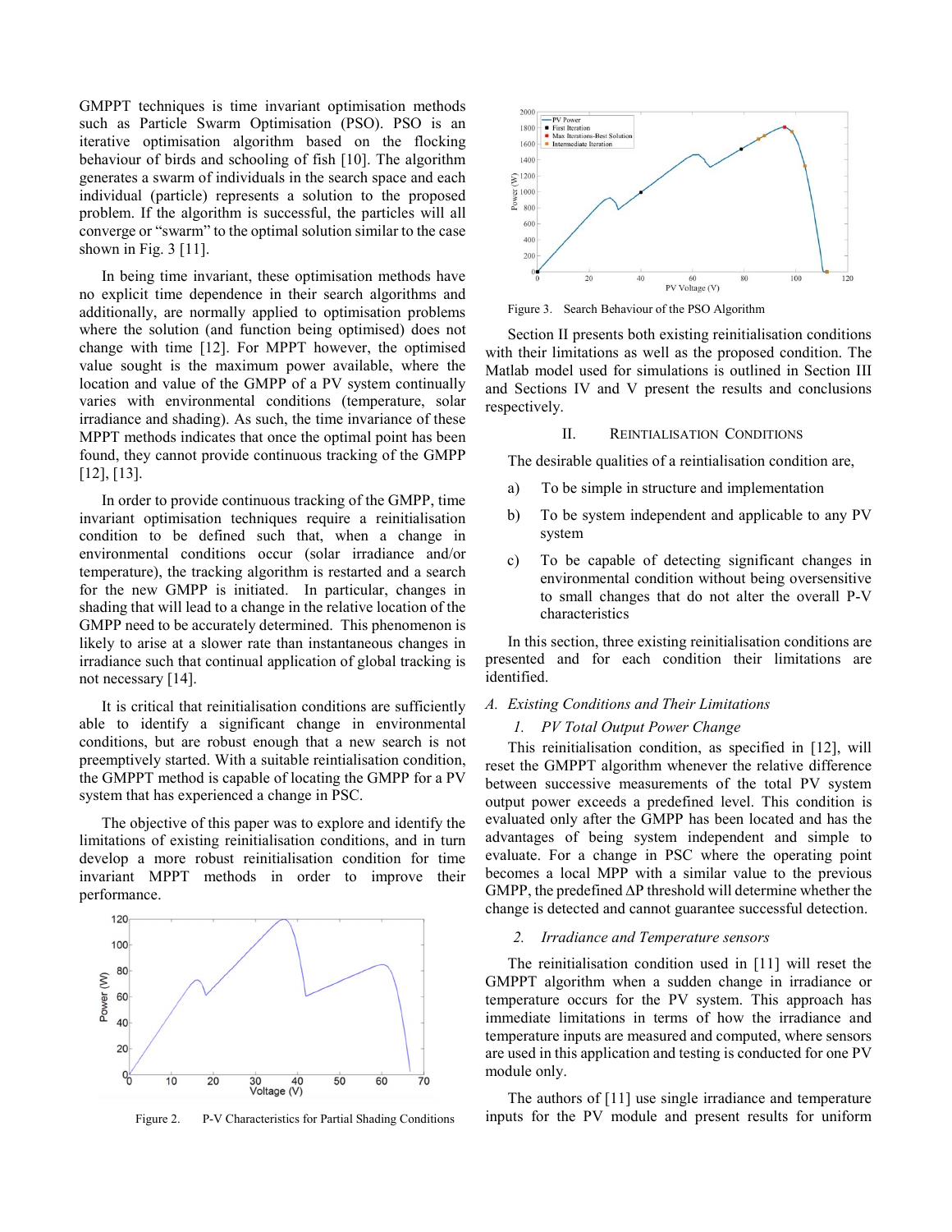GMPPT techniques is time invariant optimisation methods such as Particle Swarm Optimisation (PSO). PSO is an iterative optimisation algorithm based on the flocking behaviour of birds and schooling of fish [10]. The algorithm generates a swarm of individuals in the search space and each individual (particle) represents a solution to the proposed problem. If the algorithm is successful, the particles will all converge or "swarm" to the optimal solution similar to the case shown in Fig. 3 [11].

In being time invariant, these optimisation methods have no explicit time dependence in their search algorithms and additionally, are normally applied to optimisation problems where the solution (and function being optimised) does not change with time [12]. For MPPT however, the optimised value sought is the maximum power available, where the location and value of the GMPP of a PV system continually varies with environmental conditions (temperature, solar irradiance and shading). As such, the time invariance of these MPPT methods indicates that once the optimal point has been found, they cannot provide continuous tracking of the GMPP [12], [13].

In order to provide continuous tracking of the GMPP, time invariant optimisation techniques require a reinitialisation condition to be defined such that, when a change in environmental conditions occur (solar irradiance and/or temperature), the tracking algorithm is restarted and a search for the new GMPP is initiated. In particular, changes in shading that will lead to a change in the relative location of the GMPP need to be accurately determined. This phenomenon is likely to arise at a slower rate than instantaneous changes in irradiance such that continual application of global tracking is not necessary [14].

It is critical that reinitialisation conditions are sufficiently able to identify a significant change in environmental conditions, but are robust enough that a new search is not preemptively started. With a suitable reintialisation condition, the GMPPT method is capable of locating the GMPP for a PV system that has experienced a change in PSC.

The objective of this paper was to explore and identify the limitations of existing reinitialisation conditions, and in turn develop a more robust reinitialisation condition for time invariant MPPT methods in order to improve their performance.

Power (W)
Voltage (V)
120
100
80
60
40
20
0
0 10 20 30 40 50 60 70

Figure 2. P-V Characteristics for Partial Shading Conditions

Power (W)
PV Voltage (V)
PV Power
First Iteration
Max Iterations-Best Solution
Intermediate Iteration
2000
1800
1600
1400
1200
1000
800
600
400
200
0
0 20 40 60 80 100 120

Figure 3. Search Behaviour of the PSO Algorithm

Section II presents both existing reinitialisation conditions with their limitations as well as the proposed condition. The Matlab model used for simulations is outlined in Section III and Sections IV and V present the results and conclusions respectively.

## II. Reintialisation Conditions

The desirable qualities of a reintialisation condition are,

a) To be simple in structure and implementation

b) To be system independent and applicable to any PV system

c) To be capable of detecting significant changes in environmental condition without being oversensitive to small changes that do not alter the overall P-V characteristics

In this section, three existing reinitialisation conditions are presented and for each condition their limitations are identified.

### A. *Existing Conditions and Their Limitations*

#### 1. *PV Total Output Power Change*

This reinitialisation condition, as specified in [12], will reset the GMPPT algorithm whenever the relative difference between successive measurements of the total PV system output power exceeds a predefined level. This condition is evaluated only after the GMPP has been located and has the advantages of being system independent and simple to evaluate. For a change in PSC where the operating point becomes a local MPP with a similar value to the previous GMPP, the predefined $\Delta P$ threshold will determine whether the change is detected and cannot guarantee successful detection.

#### 2. *Irradiance and Temperature sensors*

The reinitialisation condition used in [11] will reset the GMPPT algorithm when a sudden change in irradiance or temperature occurs for the PV system. This approach has immediate limitations in terms of how the irradiance and temperature inputs are measured and computed, where sensors are used in this application and testing is conducted for one PV module only.

The authors of [11] use single irradiance and temperature inputs for the PV module and present results for uniform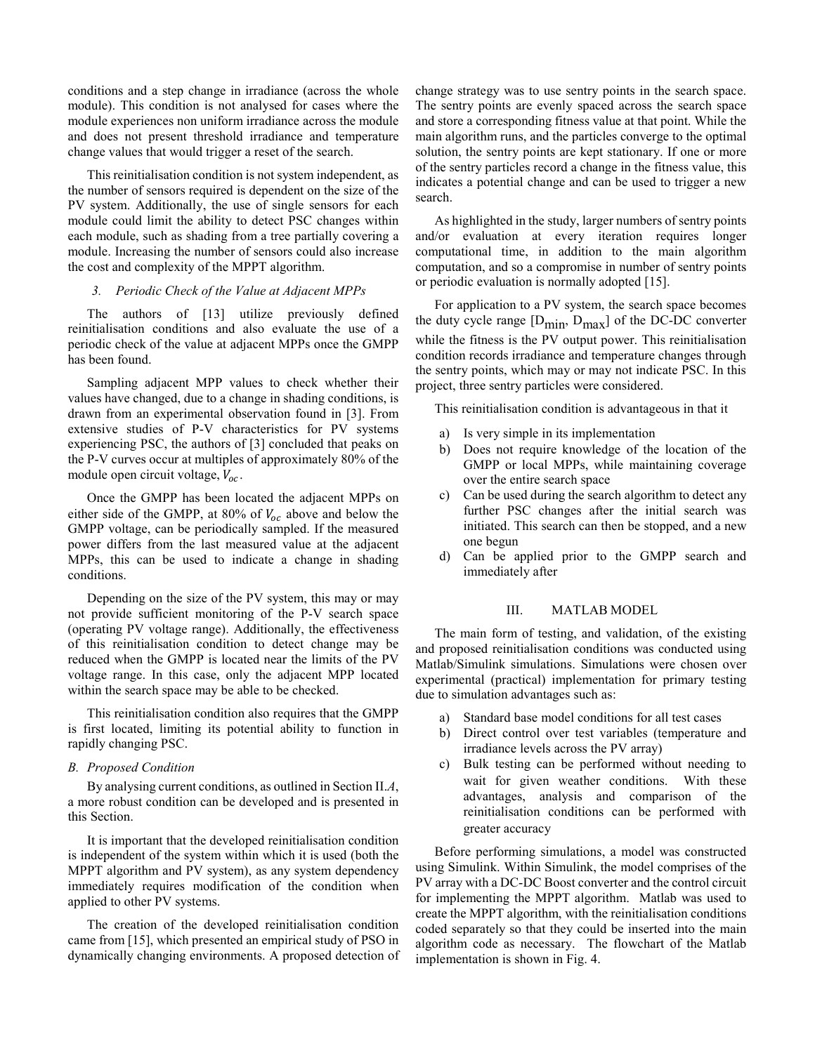conditions and a step change in irradiance (across the whole module). This condition is not analysed for cases where the module experiences non uniform irradiance across the module and does not present threshold irradiance and temperature change values that would trigger a reset of the search.

This reinitialisation condition is not system independent, as the number of sensors required is dependent on the size of the PV system. Additionally, the use of single sensors for each module could limit the ability to detect PSC changes within each module, such as shading from a tree partially covering a module. Increasing the number of sensors could also increase the cost and complexity of the MPPT algorithm.

#### *3. Periodic Check of the Value at Adjacent MPPs*

The authors of [13] utilize previously defined reinitialisation conditions and also evaluate the use of a periodic check of the value at adjacent MPPs once the GMPP has been found.

Sampling adjacent MPP values to check whether their values have changed, due to a change in shading conditions, is drawn from an experimental observation found in [3]. From extensive studies of P-V characteristics for PV systems experiencing PSC, the authors of [3] concluded that peaks on the P-V curves occur at multiples of approximately 80% of the module open circuit voltage, $V_{oc}$.

Once the GMPP has been located the adjacent MPPs on either side of the GMPP, at 80% of $V_{oc}$ above and below the GMPP voltage, can be periodically sampled. If the measured power differs from the last measured value at the adjacent MPPs, this can be used to indicate a change in shading conditions.

Depending on the size of the PV system, this may or may not provide sufficient monitoring of the P-V search space (operating PV voltage range). Additionally, the effectiveness of this reinitialisation condition to detect change may be reduced when the GMPP is located near the limits of the PV voltage range. In this case, only the adjacent MPP located within the search space may be able to be checked.

This reinitialisation condition also requires that the GMPP is first located, limiting its potential ability to function in rapidly changing PSC.

### *B. Proposed Condition*

By analysing current conditions, as outlined in Section II.*A*, a more robust condition can be developed and is presented in this Section.

It is important that the developed reinitialisation condition is independent of the system within which it is used (both the MPPT algorithm and PV system), as any system dependency immediately requires modification of the condition when applied to other PV systems.

The creation of the developed reinitialisation condition came from [15], which presented an empirical study of PSO in dynamically changing environments. A proposed detection of change strategy was to use sentry points in the search space. The sentry points are evenly spaced across the search space and store a corresponding fitness value at that point. While the main algorithm runs, and the particles converge to the optimal solution, the sentry points are kept stationary. If one or more of the sentry particles record a change in the fitness value, this indicates a potential change and can be used to trigger a new search.

As highlighted in the study, larger numbers of sentry points and/or evaluation at every iteration requires longer computational time, in addition to the main algorithm computation, and so a compromise in number of sentry points or periodic evaluation is normally adopted [15].

For application to a PV system, the search space becomes the duty cycle range [$D_{min}$, $D_{max}$] of the DC-DC converter while the fitness is the PV output power. This reinitialisation condition records irradiance and temperature changes through the sentry points, which may or may not indicate PSC. In this project, three sentry particles were considered.

This reinitialisation condition is advantageous in that it

a) Is very simple in its implementation
b) Does not require knowledge of the location of the GMPP or local MPPs, while maintaining coverage over the entire search space
c) Can be used during the search algorithm to detect any further PSC changes after the initial search was initiated. This search can then be stopped, and a new one begun
d) Can be applied prior to the GMPP search and immediately after

## III. MATLAB MODEL

The main form of testing, and validation, of the existing and proposed reinitialisation conditions was conducted using Matlab/Simulink simulations. Simulations were chosen over experimental (practical) implementation for primary testing due to simulation advantages such as:

a) Standard base model conditions for all test cases
b) Direct control over test variables (temperature and irradiance levels across the PV array)
c) Bulk testing can be performed without needing to wait for given weather conditions. With these advantages, analysis and comparison of the reinitialisation conditions can be performed with greater accuracy

Before performing simulations, a model was constructed using Simulink. Within Simulink, the model comprises of the PV array with a DC-DC Boost converter and the control circuit for implementing the MPPT algorithm. Matlab was used to create the MPPT algorithm, with the reinitialisation conditions coded separately so that they could be inserted into the main algorithm code as necessary. The flowchart of the Matlab implementation is shown in Fig. 4.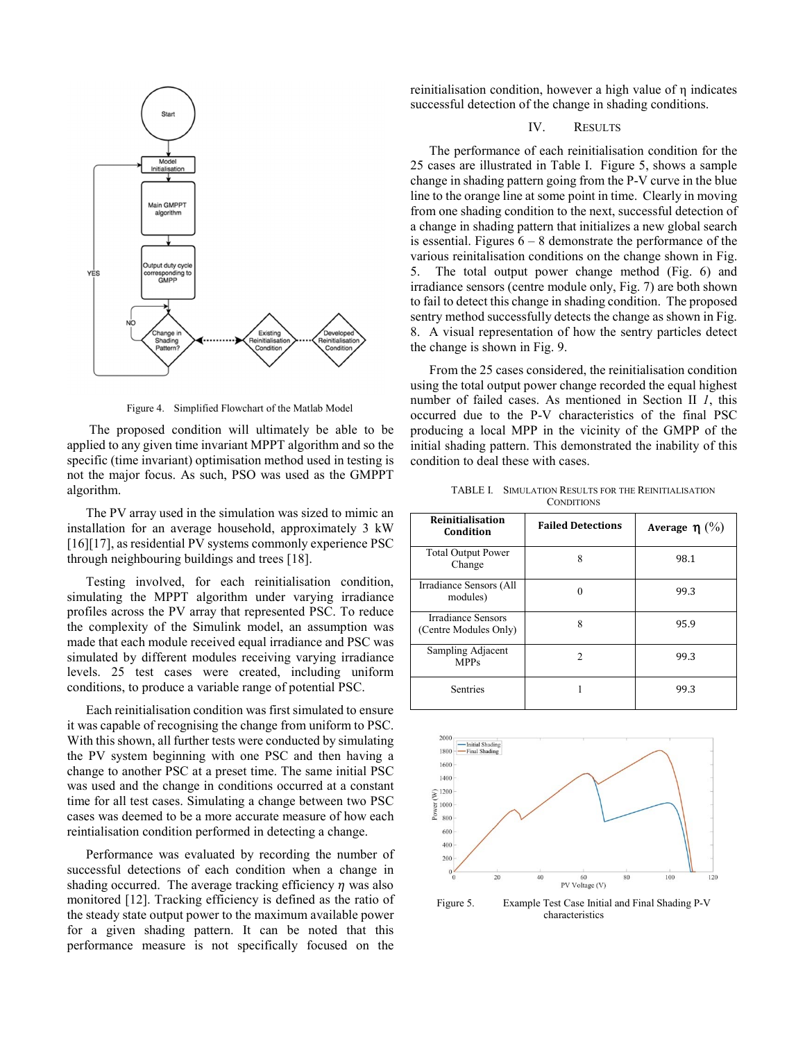Figure 4. Simplified Flowchart of the Matlab Model

The proposed condition will ultimately be able to be applied to any given time invariant MPPT algorithm and so the specific (time invariant) optimisation method used in testing is not the major focus. As such, PSO was used as the GMPPT algorithm.

The PV array used in the simulation was sized to mimic an installation for an average household, approximately 3 kW [16][17], as residential PV systems commonly experience PSC through neighbouring buildings and trees [18].

Testing involved, for each reinitialisation condition, simulating the MPPT algorithm under varying irradiance profiles across the PV array that represented PSC. To reduce the complexity of the Simulink model, an assumption was made that each module received equal irradiance and PSC was simulated by different modules receiving varying irradiance levels. 25 test cases were created, including uniform conditions, to produce a variable range of potential PSC.

Each reinitialisation condition was first simulated to ensure it was capable of recognising the change from uniform to PSC. With this shown, all further tests were conducted by simulating the PV system beginning with one PSC and then having a change to another PSC at a preset time. The same initial PSC was used and the change in conditions occurred at a constant time for all test cases. Simulating a change between two PSC cases was deemed to be a more accurate measure of how each reintialisation condition performed in detecting a change.

Performance was evaluated by recording the number of successful detections of each condition when a change in shading occurred. The average tracking efficiency $\eta$ was also monitored [12]. Tracking efficiency is defined as the ratio of the steady state output power to the maximum available power for a given shading pattern. It can be noted that this performance measure is not specifically focused on the reinitialisation condition, however a high value of $\eta$ indicates successful detection of the change in shading conditions.

## IV. Results

The performance of each reinitialisation condition for the 25 cases are illustrated in Table I. Figure 5, shows a sample change in shading pattern going from the P-V curve in the blue line to the orange line at some point in time. Clearly in moving from one shading condition to the next, successful detection of a change in shading pattern that initializes a new global search is essential. Figures 6 – 8 demonstrate the performance of the various reinitialisation conditions on the change shown in Fig. 5. The total output power change method (Fig. 6) and irradiance sensors (centre module only, Fig. 7) are both shown to fail to detect this change in shading condition. The proposed sentry method successfully detects the change as shown in Fig. 8. A visual representation of how the sentry particles detect the change is shown in Fig. 9.

From the 25 cases considered, the reinitialisation condition using the total output power change recorded the equal highest number of failed cases. As mentioned in Section II *1*, this occurred due to the P-V characteristics of the final PSC producing a local MPP in the vicinity of the GMPP of the initial shading pattern. This demonstrated the inability of this condition to deal these with cases.

TABLE I. Simulation Results for the Reinitialisation Conditions

| Reinitialisation Condition | Failed Detections | Average $\eta$ (%) |
|---|---|---|
| Total Output Power Change | 8 | 98.1 |
| Irradiance Sensors (All modules) | 0 | 99.3 |
| Irradiance Sensors (Centre Modules Only) | 8 | 95.9 |
| Sampling Adjacent MPPs | 2 | 99.3 |
| Sentries | 1 | 99.3 |

Figure 5. Example Test Case Initial and Final Shading P-V characteristics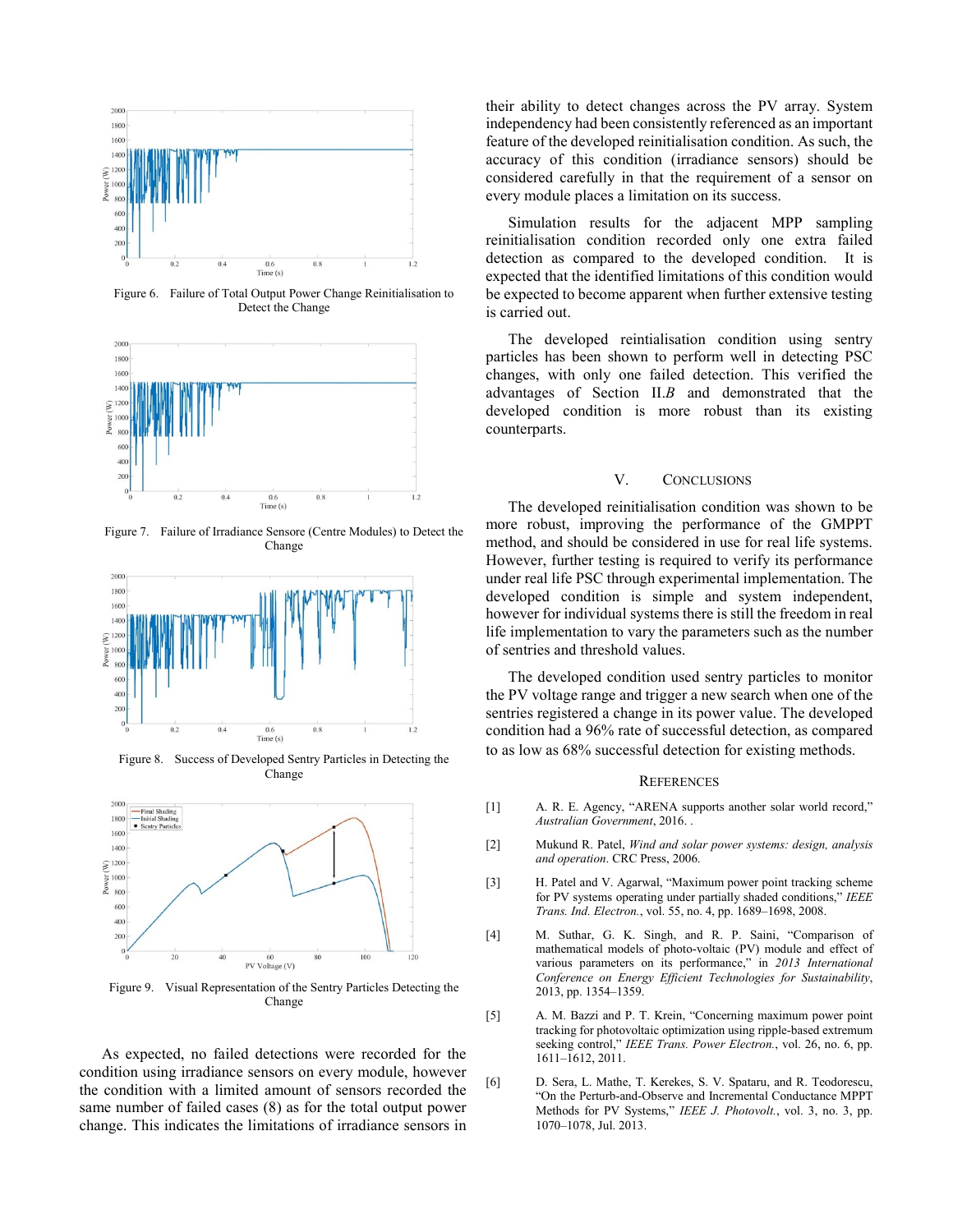Figure 6. Failure of Total Output Power Change Reinitialisation to Detect the Change

Figure 7. Failure of Irradiance Sensore (Centre Modules) to Detect the Change

Figure 8. Success of Developed Sentry Particles in Detecting the Change

Figure 9. Visual Representation of the Sentry Particles Detecting the Change

As expected, no failed detections were recorded for the condition using irradiance sensors on every module, however the condition with a limited amount of sensors recorded the same number of failed cases (8) as for the total output power change. This indicates the limitations of irradiance sensors in their ability to detect changes across the PV array. System independency had been consistently referenced as an important feature of the developed reinitialisation condition. As such, the accuracy of this condition (irradiance sensors) should be considered carefully in that the requirement of a sensor on every module places a limitation on its success.

Simulation results for the adjacent MPP sampling reinitialisation condition recorded only one extra failed detection as compared to the developed condition. It is expected that the identified limitations of this condition would be expected to become apparent when further extensive testing is carried out.

The developed reinitialisation condition using sentry particles has been shown to perform well in detecting PSC changes, with only one failed detection. This verified the advantages of Section II.*B* and demonstrated that the developed condition is more robust than its existing counterparts.

## V. Conclusions

The developed reinitialisation condition was shown to be more robust, improving the performance of the GMPPT method, and should be considered in use for real life systems. However, further testing is required to verify its performance under real life PSC through experimental implementation. The developed condition is simple and system independent, however for individual systems there is still the freedom in real life implementation to vary the parameters such as the number of sentries and threshold values.

The developed condition used sentry particles to monitor the PV voltage range and trigger a new search when one of the sentries registered a change in its power value. The developed condition had a 96% rate of successful detection, as compared to as low as 68% successful detection for existing methods.

## References

[1] A. R. E. Agency, "ARENA supports another solar world record," *Australian Government*, 2016. .

[2] Mukund R. Patel, *Wind and solar power systems: design, analysis and operation*. CRC Press, 2006.

[3] H. Patel and V. Agarwal, "Maximum power point tracking scheme for PV systems operating under partially shaded conditions," *IEEE Trans. Ind. Electron.*, vol. 55, no. 4, pp. 1689–1698, 2008.

[4] M. Suthar, G. K. Singh, and R. P. Saini, "Comparison of mathematical models of photo-voltaic (PV) module and effect of various parameters on its performance," in *2013 International Conference on Energy Efficient Technologies for Sustainability*, 2013, pp. 1354–1359.

[5] A. M. Bazzi and P. T. Krein, "Concerning maximum power point tracking for photovoltaic optimization using ripple-based extremum seeking control," *IEEE Trans. Power Electron.*, vol. 26, no. 6, pp. 1611–1612, 2011.

[6] D. Sera, L. Mathe, T. Kerekes, S. V. Spataru, and R. Teodorescu, "On the Perturb-and-Observe and Incremental Conductance MPPT Methods for PV Systems," *IEEE J. Photovolt.*, vol. 3, no. 3, pp. 1070–1078, Jul. 2013.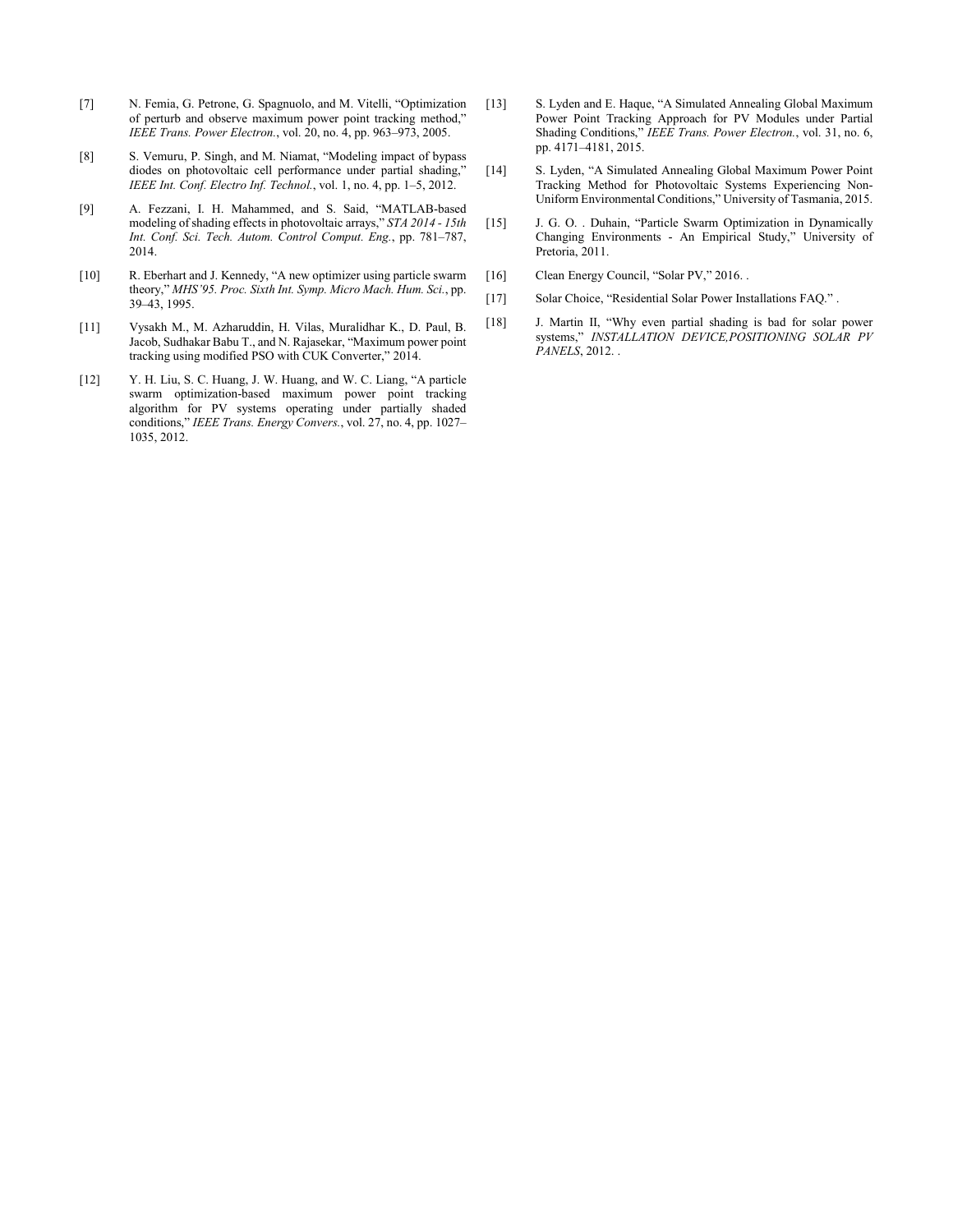[7] N. Femia, G. Petrone, G. Spagnuolo, and M. Vitelli, "Optimization of perturb and observe maximum power point tracking method," *IEEE Trans. Power Electron.*, vol. 20, no. 4, pp. 963–973, 2005.

[8] S. Vemuru, P. Singh, and M. Niamat, "Modeling impact of bypass diodes on photovoltaic cell performance under partial shading," *IEEE Int. Conf. Electro Inf. Technol.*, vol. 1, no. 4, pp. 1–5, 2012.

[9] A. Fezzani, I. H. Mahammed, and S. Said, "MATLAB-based modeling of shading effects in photovoltaic arrays," *STA 2014 - 15th Int. Conf. Sci. Tech. Autom. Control Comput. Eng.*, pp. 781–787, 2014.

[10] R. Eberhart and J. Kennedy, "A new optimizer using particle swarm theory," *MHS'95. Proc. Sixth Int. Symp. Micro Mach. Hum. Sci.*, pp. 39–43, 1995.

[11] Vysakh M., M. Azharuddin, H. Vilas, Muralidhar K., D. Paul, B. Jacob, Sudhakar Babu T., and N. Rajasekar, "Maximum power point tracking using modified PSO with CUK Converter," 2014.

[12] Y. H. Liu, S. C. Huang, J. W. Huang, and W. C. Liang, "A particle swarm optimization-based maximum power point tracking algorithm for PV systems operating under partially shaded conditions," *IEEE Trans. Energy Convers.*, vol. 27, no. 4, pp. 1027–1035, 2012.

[13] S. Lyden and E. Haque, "A Simulated Annealing Global Maximum Power Point Tracking Approach for PV Modules under Partial Shading Conditions," *IEEE Trans. Power Electron.*, vol. 31, no. 6, pp. 4171–4181, 2015.

[14] S. Lyden, "A Simulated Annealing Global Maximum Power Point Tracking Method for Photovoltaic Systems Experiencing Non-Uniform Environmental Conditions," University of Tasmania, 2015.

[15] J. G. O. . Duhain, "Particle Swarm Optimization in Dynamically Changing Environments - An Empirical Study," University of Pretoria, 2011.

[16] Clean Energy Council, "Solar PV," 2016. .

[17] Solar Choice, "Residential Solar Power Installations FAQ." .

[18] J. Martin II, "Why even partial shading is bad for solar power systems," *INSTALLATION DEVICE,POSITIONING SOLAR PV PANELS*, 2012. .